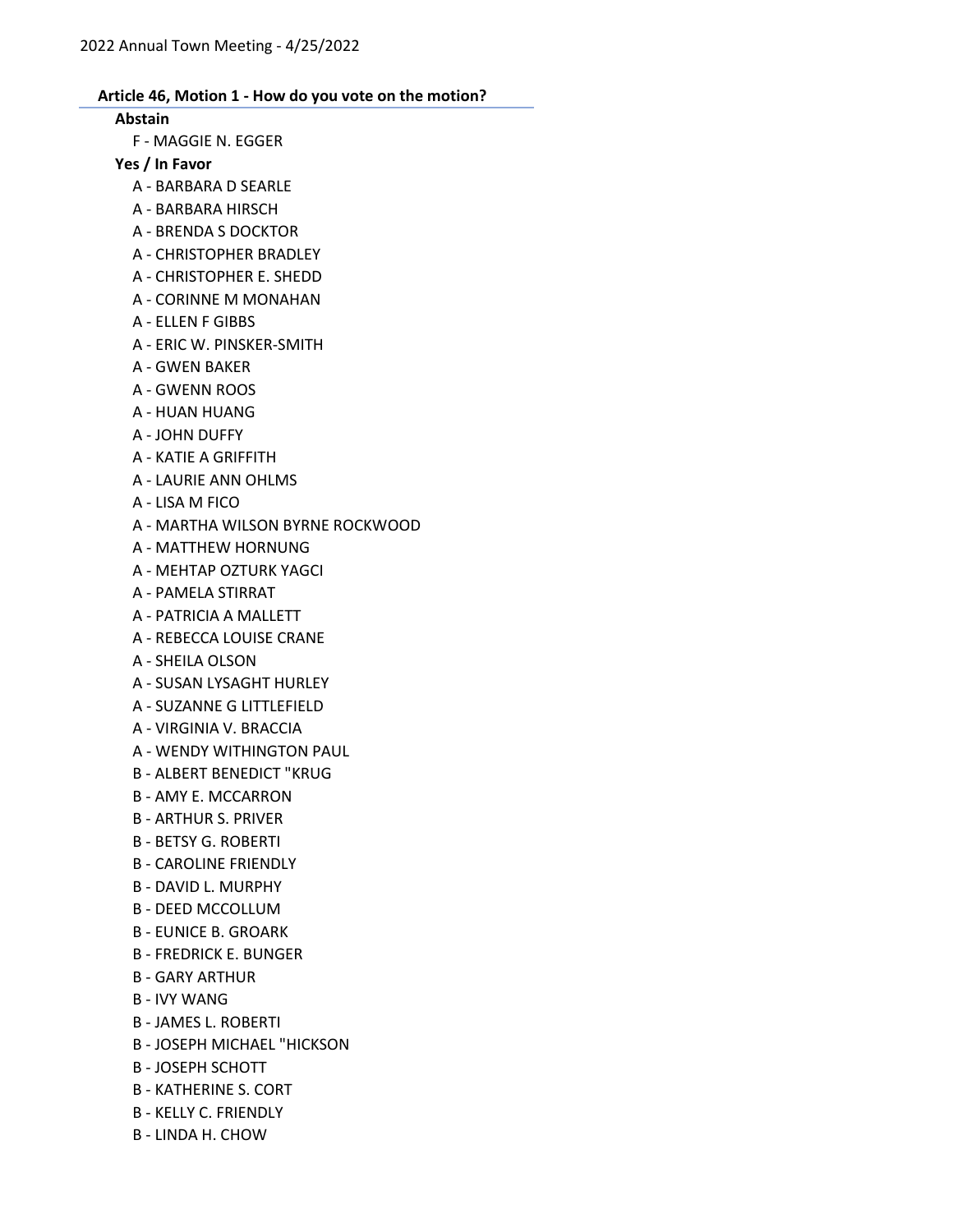### Article 46, Motion 1 - How do you vote on the motion?

**Abstain**

F - MAGGIE N. EGGER

**Yes / In Favor**

A - BARBARA D SEARLE
A - BARBARA HIRSCH
A - BRENDA S DOCKTOR
A - CHRISTOPHER BRADLEY
A - CHRISTOPHER E. SHEDD
A - CORINNE M MONAHAN
A - ELLEN F GIBBS
A - ERIC W. PINSKER-SMITH
A - GWEN BAKER
A - GWENN ROOS
A - HUAN HUANG
A - JOHN DUFFY
A - KATIE A GRIFFITH
A - LAURIE ANN OHLMS
A - LISA M FICO
A - MARTHA WILSON BYRNE ROCKWOOD
A - MATTHEW HORNUNG
A - MEHTAP OZTURK YAGCI
A - PAMELA STIRRAT
A - PATRICIA A MALLETT
A - REBECCA LOUISE CRANE
A - SHEILA OLSON
A - SUSAN LYSAGHT HURLEY
A - SUZANNE G LITTLEFIELD
A - VIRGINIA V. BRACCIA
A - WENDY WITHINGTON PAUL
B - ALBERT BENEDICT "KRUG
B - AMY E. MCCARRON
B - ARTHUR S. PRIVER
B - BETSY G. ROBERTI
B - CAROLINE FRIENDLY
B - DAVID L. MURPHY
B - DEED MCCOLLUM
B - EUNICE B. GROARK
B - FREDRICK E. BUNGER
B - GARY ARTHUR
B - IVY WANG
B - JAMES L. ROBERTI
B - JOSEPH MICHAEL "HICKSON
B - JOSEPH SCHOTT
B - KATHERINE S. CORT
B - KELLY C. FRIENDLY
B - LINDA H. CHOW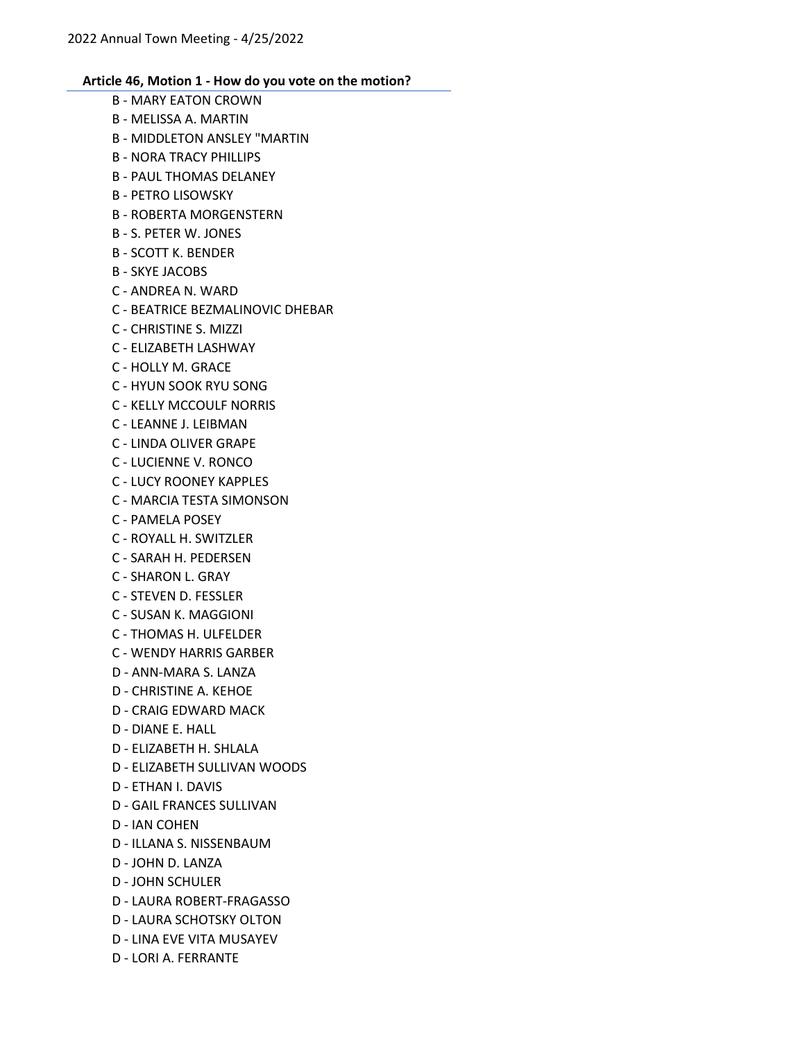**Article 46, Motion 1 - How do you vote on the motion?**

B - MARY EATON CROWN
B - MELISSA A. MARTIN
B - MIDDLETON ANSLEY "MARTIN
B - NORA TRACY PHILLIPS
B - PAUL THOMAS DELANEY
B - PETRO LISOWSKY
B - ROBERTA MORGENSTERN
B - S. PETER W. JONES
B - SCOTT K. BENDER
B - SKYE JACOBS
C - ANDREA N. WARD
C - BEATRICE BEZMALINOVIC DHEBAR
C - CHRISTINE S. MIZZI
C - ELIZABETH LASHWAY
C - HOLLY M. GRACE
C - HYUN SOOK RYU SONG
C - KELLY MCCOULF NORRIS
C - LEANNE J. LEIBMAN
C - LINDA OLIVER GRAPE
C - LUCIENNE V. RONCO
C - LUCY ROONEY KAPPLES
C - MARCIA TESTA SIMONSON
C - PAMELA POSEY
C - ROYALL H. SWITZLER
C - SARAH H. PEDERSEN
C - SHARON L. GRAY
C - STEVEN D. FESSLER
C - SUSAN K. MAGGIONI
C - THOMAS H. ULFELDER
C - WENDY HARRIS GARBER
D - ANN-MARA S. LANZA
D - CHRISTINE A. KEHOE
D - CRAIG EDWARD MACK
D - DIANE E. HALL
D - ELIZABETH H. SHLALA
D - ELIZABETH SULLIVAN WOODS
D - ETHAN I. DAVIS
D - GAIL FRANCES SULLIVAN
D - IAN COHEN
D - ILLANA S. NISSENBAUM
D - JOHN D. LANZA
D - JOHN SCHULER
D - LAURA ROBERT-FRAGASSO
D - LAURA SCHOTSKY OLTON
D - LINA EVE VITA MUSAYEV
D - LORI A. FERRANTE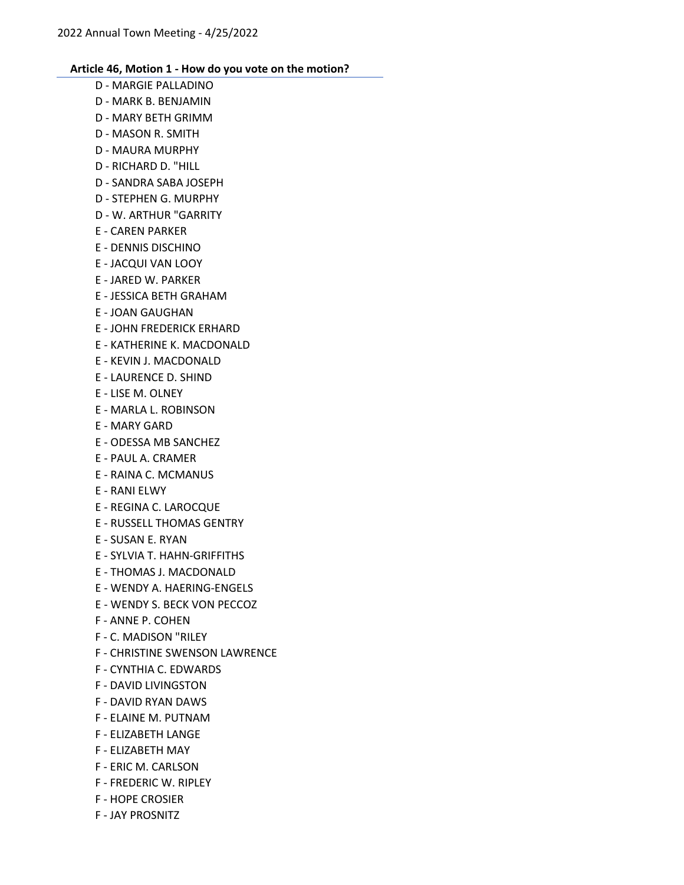### Article 46, Motion 1 - How do you vote on the motion?

- D - MARGIE PALLADINO
- D - MARK B. BENJAMIN
- D - MARY BETH GRIMM
- D - MASON R. SMITH
- D - MAURA MURPHY
- D - RICHARD D. "HILL
- D - SANDRA SABA JOSEPH
- D - STEPHEN G. MURPHY
- D - W. ARTHUR "GARRITY
- E - CAREN PARKER
- E - DENNIS DISCHINO
- E - JACQUI VAN LOOY
- E - JARED W. PARKER
- E - JESSICA BETH GRAHAM
- E - JOAN GAUGHAN
- E - JOHN FREDERICK ERHARD
- E - KATHERINE K. MACDONALD
- E - KEVIN J. MACDONALD
- E - LAURENCE D. SHIND
- E - LISE M. OLNEY
- E - MARLA L. ROBINSON
- E - MARY GARD
- E - ODESSA MB SANCHEZ
- E - PAUL A. CRAMER
- E - RAINA C. MCMANUS
- E - RANI ELWY
- E - REGINA C. LAROCQUE
- E - RUSSELL THOMAS GENTRY
- E - SUSAN E. RYAN
- E - SYLVIA T. HAHN-GRIFFITHS
- E - THOMAS J. MACDONALD
- E - WENDY A. HAERING-ENGELS
- E - WENDY S. BECK VON PECCOZ
- F - ANNE P. COHEN
- F - C. MADISON "RILEY
- F - CHRISTINE SWENSON LAWRENCE
- F - CYNTHIA C. EDWARDS
- F - DAVID LIVINGSTON
- F - DAVID RYAN DAWS
- F - ELAINE M. PUTNAM
- F - ELIZABETH LANGE
- F - ELIZABETH MAY
- F - ERIC M. CARLSON
- F - FREDERIC W. RIPLEY
- F - HOPE CROSIER
- F - JAY PROSNITZ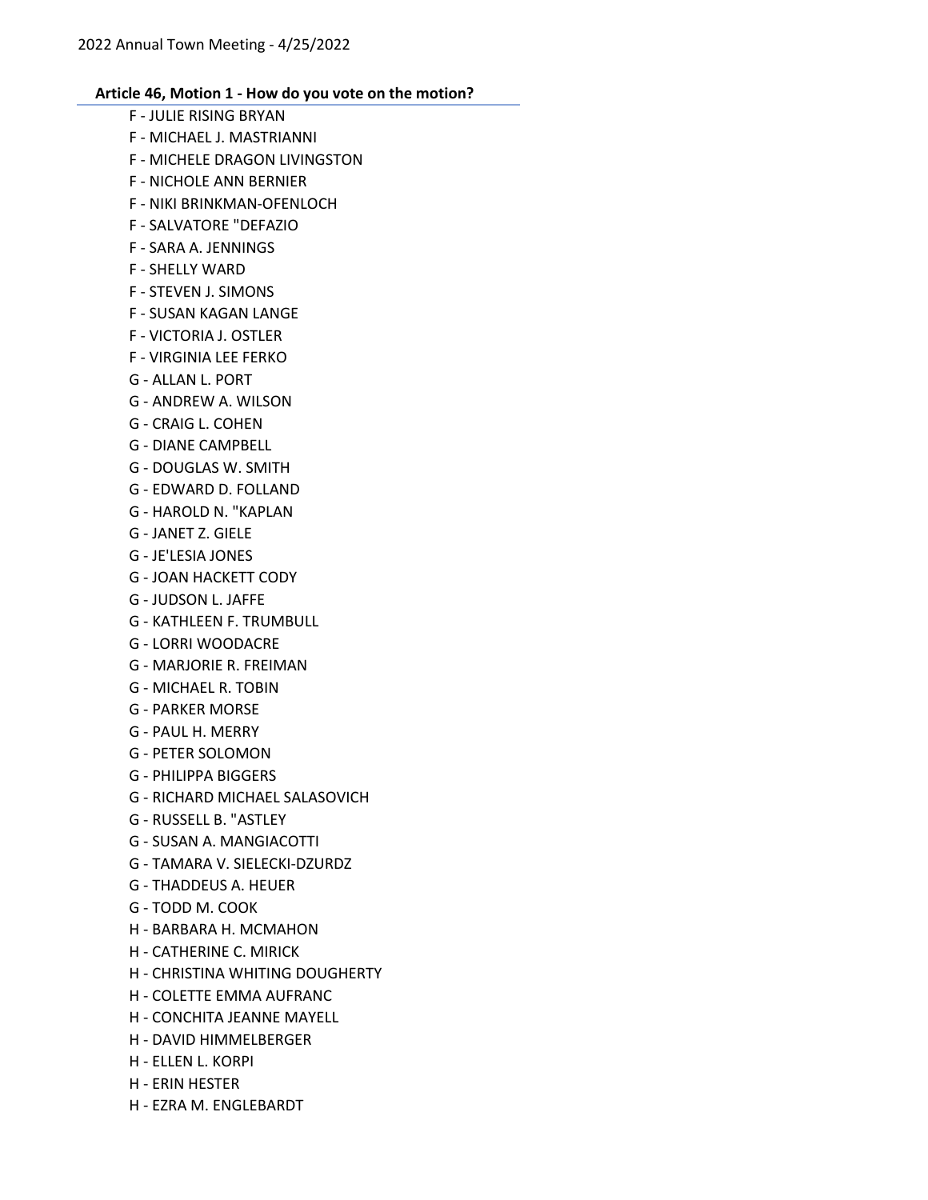### Article 46, Motion 1 - How do you vote on the motion?

F - JULIE RISING BRYAN
F - MICHAEL J. MASTRIANNI
F - MICHELE DRAGON LIVINGSTON
F - NICHOLE ANN BERNIER
F - NIKI BRINKMAN-OFENLOCH
F - SALVATORE "DEFAZIO
F - SARA A. JENNINGS
F - SHELLY WARD
F - STEVEN J. SIMONS
F - SUSAN KAGAN LANGE
F - VICTORIA J. OSTLER
F - VIRGINIA LEE FERKO
G - ALLAN L. PORT
G - ANDREW A. WILSON
G - CRAIG L. COHEN
G - DIANE CAMPBELL
G - DOUGLAS W. SMITH
G - EDWARD D. FOLLAND
G - HAROLD N. "KAPLAN
G - JANET Z. GIELE
G - JE'LESIA JONES
G - JOAN HACKETT CODY
G - JUDSON L. JAFFE
G - KATHLEEN F. TRUMBULL
G - LORRI WOODACRE
G - MARJORIE R. FREIMAN
G - MICHAEL R. TOBIN
G - PARKER MORSE
G - PAUL H. MERRY
G - PETER SOLOMON
G - PHILIPPA BIGGERS
G - RICHARD MICHAEL SALASOVICH
G - RUSSELL B. "ASTLEY
G - SUSAN A. MANGIACOTTI
G - TAMARA V. SIELECKI-DZURDZ
G - THADDEUS A. HEUER
G - TODD M. COOK
H - BARBARA H. MCMAHON
H - CATHERINE C. MIRICK
H - CHRISTINA WHITING DOUGHERTY
H - COLETTE EMMA AUFRANC
H - CONCHITA JEANNE MAYELL
H - DAVID HIMMELBERGER
H - ELLEN L. KORPI
H - ERIN HESTER
H - EZRA M. ENGLEBARDT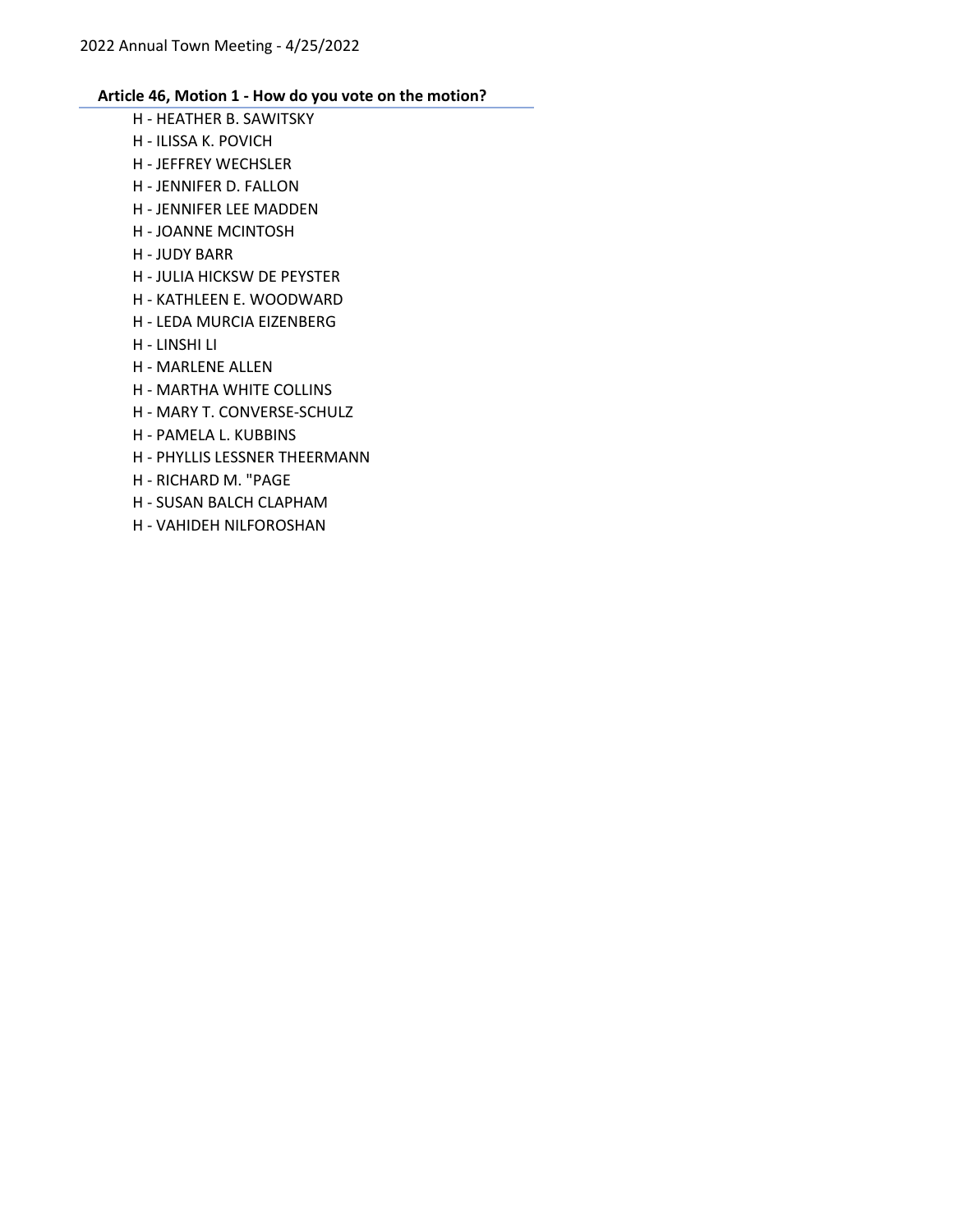**Article 46, Motion 1 - How do you vote on the motion?**

H - HEATHER B. SAWITSKY
H - ILISSA K. POVICH
H - JEFFREY WECHSLER
H - JENNIFER D. FALLON
H - JENNIFER LEE MADDEN
H - JOANNE MCINTOSH
H - JUDY BARR
H - JULIA HICKSW DE PEYSTER
H - KATHLEEN E. WOODWARD
H - LEDA MURCIA EIZENBERG
H - LINSHI LI
H - MARLENE ALLEN
H - MARTHA WHITE COLLINS
H - MARY T. CONVERSE-SCHULZ
H - PAMELA L. KUBBINS
H - PHYLLIS LESSNER THEERMANN
H - RICHARD M. "PAGE
H - SUSAN BALCH CLAPHAM
H - VAHIDEH NILFOROSHAN